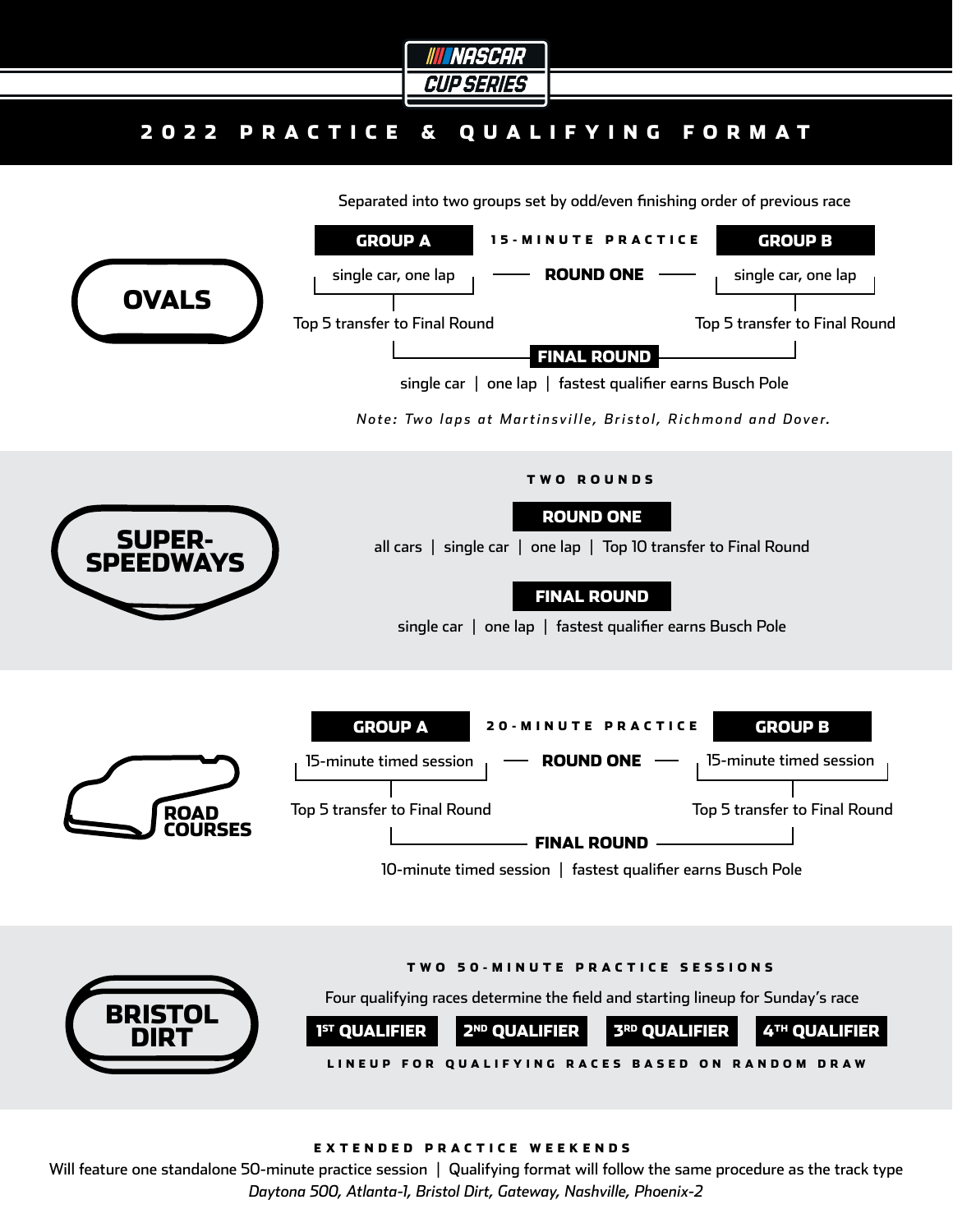# NASCAR CUP SERIES

## 2022 PRACTICE & QUALIFYING FORMAT

### OVALS

Separated into two groups set by odd/even finishing order of previous race

**15-MINUTE PRACTICE**

**ROUND ONE**

- **GROUP A**: single car, one lap — Top 5 transfer to Final Round
- **GROUP B**: single car, one lap — Top 5 transfer to Final Round

**FINAL ROUND**

single car | one lap | fastest qualifier earns Busch Pole

*Note: Two laps at Martinsville, Bristol, Richmond and Dover.*

### SUPER-SPEEDWAYS

**TWO ROUNDS**

**ROUND ONE**

all cars | single car | one lap | Top 10 transfer to Final Round

**FINAL ROUND**

single car | one lap | fastest qualifier earns Busch Pole

### ROAD COURSES

**20-MINUTE PRACTICE**

**ROUND ONE**

- **GROUP A**: 15-minute timed session — Top 5 transfer to Final Round
- **GROUP B**: 15-minute timed session — Top 5 transfer to Final Round

**FINAL ROUND**

10-minute timed session | fastest qualifier earns Busch Pole

### BRISTOL DIRT

**TWO 50-MINUTE PRACTICE SESSIONS**

Four qualifying races determine the field and starting lineup for Sunday's race

**1ST QUALIFIER** | **2ND QUALIFIER** | **3RD QUALIFIER** | **4TH QUALIFIER**

**LINEUP FOR QUALIFYING RACES BASED ON RANDOM DRAW**

### EXTENDED PRACTICE WEEKENDS

Will feature one standalone 50-minute practice session | Qualifying format will follow the same procedure as the track type

*Daytona 500, Atlanta-1, Bristol Dirt, Gateway, Nashville, Phoenix-2*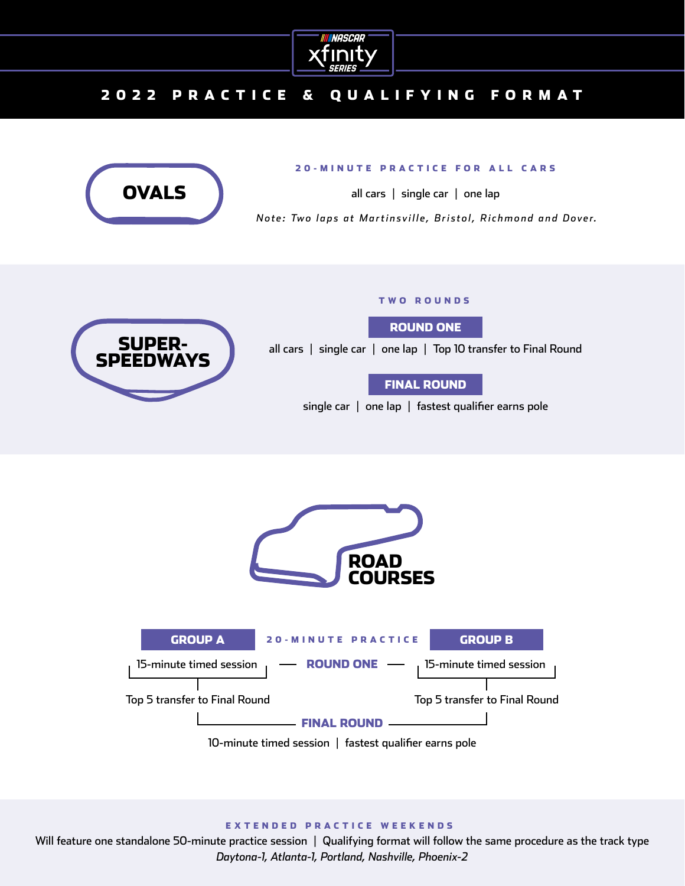NASCAR xfinity SERIES

# 2022 PRACTICE & QUALIFYING FORMAT

## OVALS

**20-MINUTE PRACTICE FOR ALL CARS**

all cars | single car | one lap

*Note: Two laps at Martinsville, Bristol, Richmond and Dover.*

## SUPER-SPEEDWAYS

**TWO ROUNDS**

**ROUND ONE**

all cars | single car | one lap | Top 10 transfer to Final Round

**FINAL ROUND**

single car | one lap | fastest qualifier earns pole

## ROAD COURSES

**20-MINUTE PRACTICE**

**ROUND ONE**

| GROUP A | GROUP B |
| --- | --- |
| 15-minute timed session | 15-minute timed session |
| Top 5 transfer to Final Round | Top 5 transfer to Final Round |

**FINAL ROUND**

10-minute timed session | fastest qualifier earns pole

**EXTENDED PRACTICE WEEKENDS**

Will feature one standalone 50-minute practice session | Qualifying format will follow the same procedure as the track type

*Daytona-1, Atlanta-1, Portland, Nashville, Phoenix-2*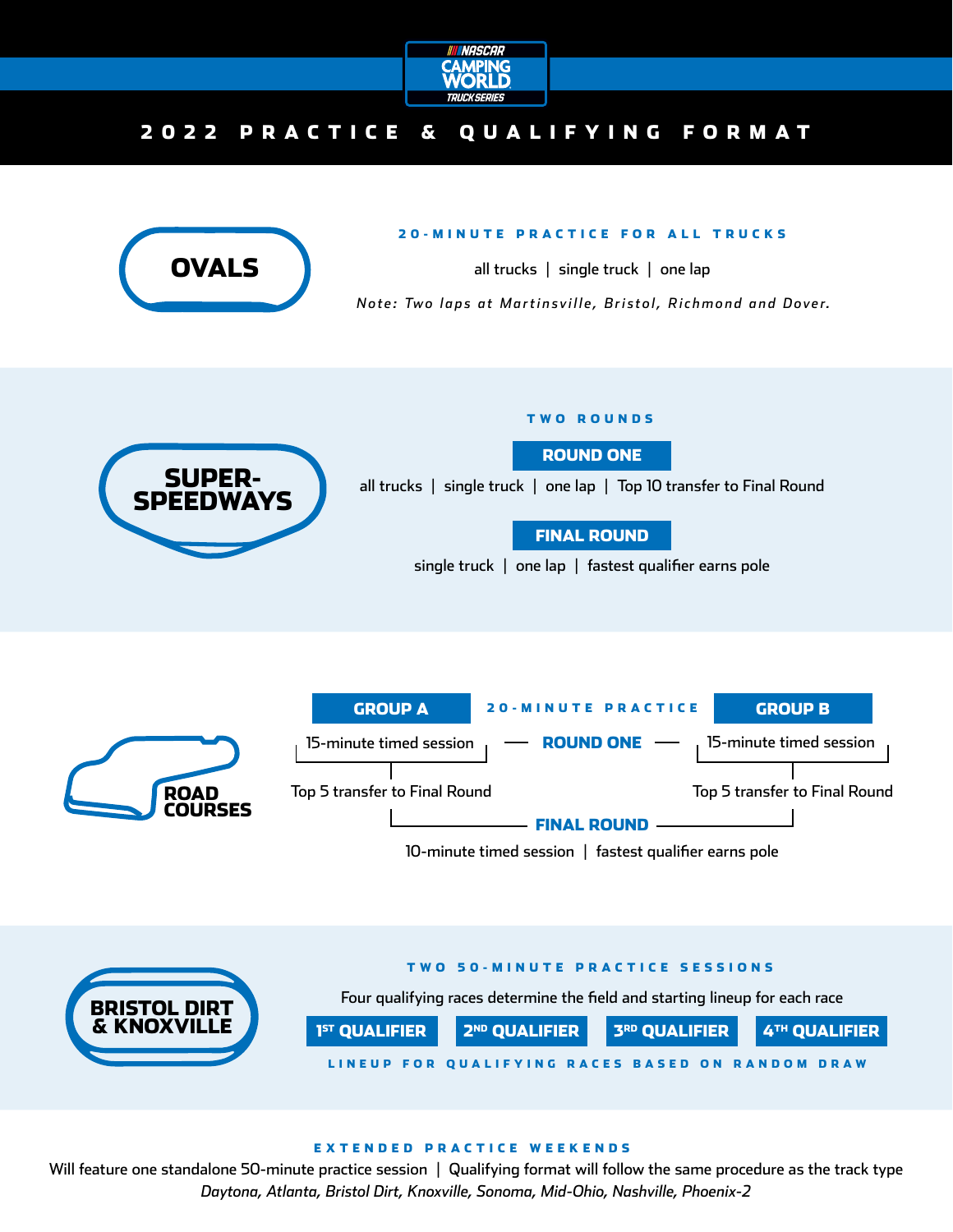NASCAR CAMPING WORLD TRUCK SERIES

# 2022 PRACTICE & QUALIFYING FORMAT

## OVALS

### 20-MINUTE PRACTICE FOR ALL TRUCKS

all trucks | single truck | one lap

*Note: Two laps at Martinsville, Bristol, Richmond and Dover.*

## SUPER-SPEEDWAYS

### TWO ROUNDS

**ROUND ONE**

all trucks | single truck | one lap | Top 10 transfer to Final Round

**FINAL ROUND**

single truck | one lap | fastest qualifier earns pole

## ROAD COURSES

### 20-MINUTE PRACTICE

**ROUND ONE**

**GROUP A**

15-minute timed session

Top 5 transfer to Final Round

**GROUP B**

15-minute timed session

Top 5 transfer to Final Round

**FINAL ROUND**

10-minute timed session | fastest qualifier earns pole

## BRISTOL DIRT & KNOXVILLE

### TWO 50-MINUTE PRACTICE SESSIONS

Four qualifying races determine the field and starting lineup for each race

**1ST QUALIFIER** | **2ND QUALIFIER** | **3RD QUALIFIER** | **4TH QUALIFIER**

LINEUP FOR QUALIFYING RACES BASED ON RANDOM DRAW

### EXTENDED PRACTICE WEEKENDS

Will feature one standalone 50-minute practice session | Qualifying format will follow the same procedure as the track type

*Daytona, Atlanta, Bristol Dirt, Knoxville, Sonoma, Mid-Ohio, Nashville, Phoenix-2*